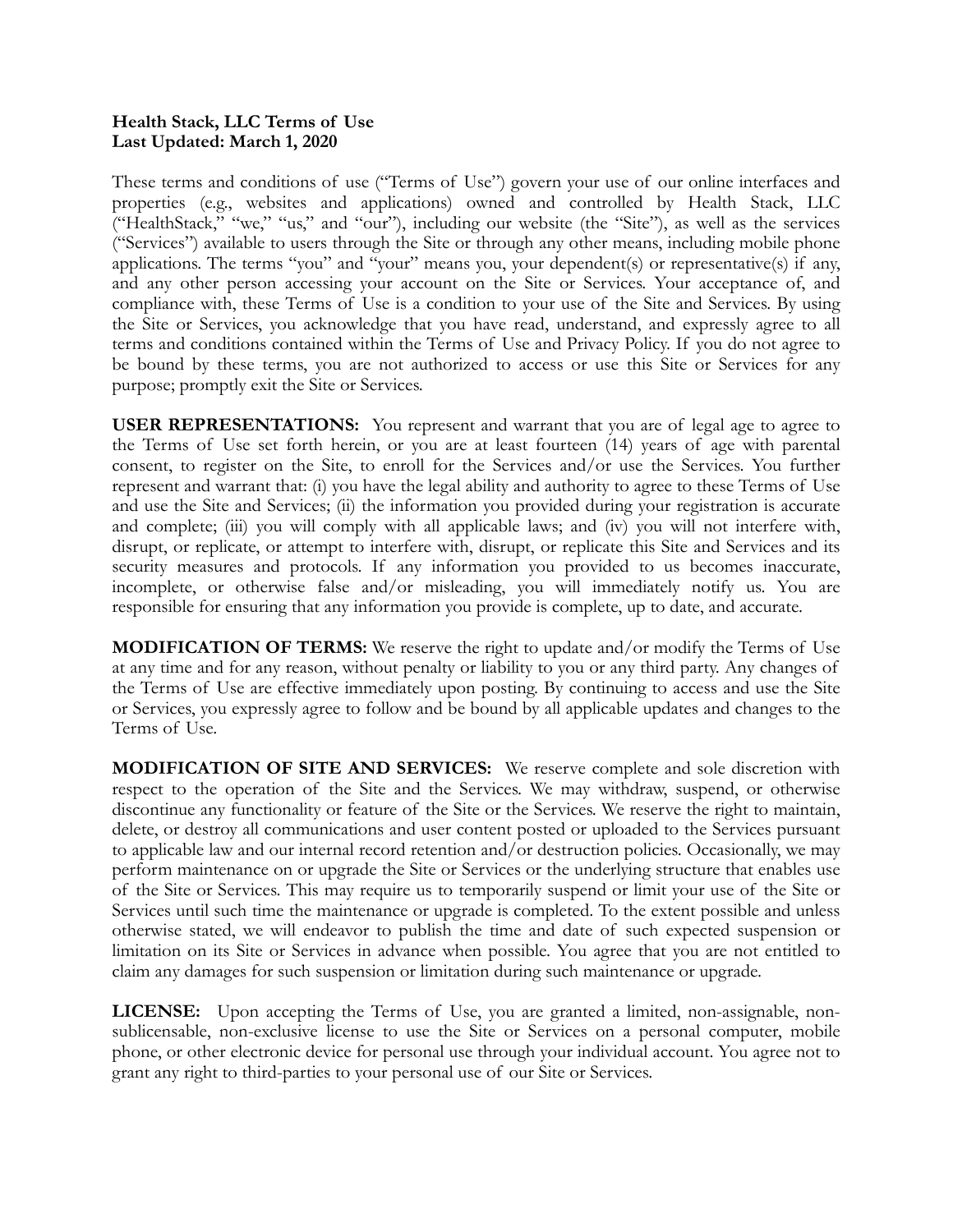**Health Stack, LLC Terms of Use**
**Last Updated: March 1, 2020**

These terms and conditions of use ("Terms of Use") govern your use of our online interfaces and properties (e.g., websites and applications) owned and controlled by Health Stack, LLC ("HealthStack," "we," "us," and "our"), including our website (the "Site"), as well as the services ("Services") available to users through the Site or through any other means, including mobile phone applications. The terms "you" and "your" means you, your dependent(s) or representative(s) if any, and any other person accessing your account on the Site or Services. Your acceptance of, and compliance with, these Terms of Use is a condition to your use of the Site and Services. By using the Site or Services, you acknowledge that you have read, understand, and expressly agree to all terms and conditions contained within the Terms of Use and Privacy Policy. If you do not agree to be bound by these terms, you are not authorized to access or use this Site or Services for any purpose; promptly exit the Site or Services.

**USER REPRESENTATIONS:** You represent and warrant that you are of legal age to agree to the Terms of Use set forth herein, or you are at least fourteen (14) years of age with parental consent, to register on the Site, to enroll for the Services and/or use the Services. You further represent and warrant that: (i) you have the legal ability and authority to agree to these Terms of Use and use the Site and Services; (ii) the information you provided during your registration is accurate and complete; (iii) you will comply with all applicable laws; and (iv) you will not interfere with, disrupt, or replicate, or attempt to interfere with, disrupt, or replicate this Site and Services and its security measures and protocols. If any information you provided to us becomes inaccurate, incomplete, or otherwise false and/or misleading, you will immediately notify us. You are responsible for ensuring that any information you provide is complete, up to date, and accurate.

**MODIFICATION OF TERMS:** We reserve the right to update and/or modify the Terms of Use at any time and for any reason, without penalty or liability to you or any third party. Any changes of the Terms of Use are effective immediately upon posting. By continuing to access and use the Site or Services, you expressly agree to follow and be bound by all applicable updates and changes to the Terms of Use.

**MODIFICATION OF SITE AND SERVICES:** We reserve complete and sole discretion with respect to the operation of the Site and the Services. We may withdraw, suspend, or otherwise discontinue any functionality or feature of the Site or the Services. We reserve the right to maintain, delete, or destroy all communications and user content posted or uploaded to the Services pursuant to applicable law and our internal record retention and/or destruction policies. Occasionally, we may perform maintenance on or upgrade the Site or Services or the underlying structure that enables use of the Site or Services. This may require us to temporarily suspend or limit your use of the Site or Services until such time the maintenance or upgrade is completed. To the extent possible and unless otherwise stated, we will endeavor to publish the time and date of such expected suspension or limitation on its Site or Services in advance when possible. You agree that you are not entitled to claim any damages for such suspension or limitation during such maintenance or upgrade.

**LICENSE:** Upon accepting the Terms of Use, you are granted a limited, non-assignable, non-sublicensable, non-exclusive license to use the Site or Services on a personal computer, mobile phone, or other electronic device for personal use through your individual account. You agree not to grant any right to third-parties to your personal use of our Site or Services.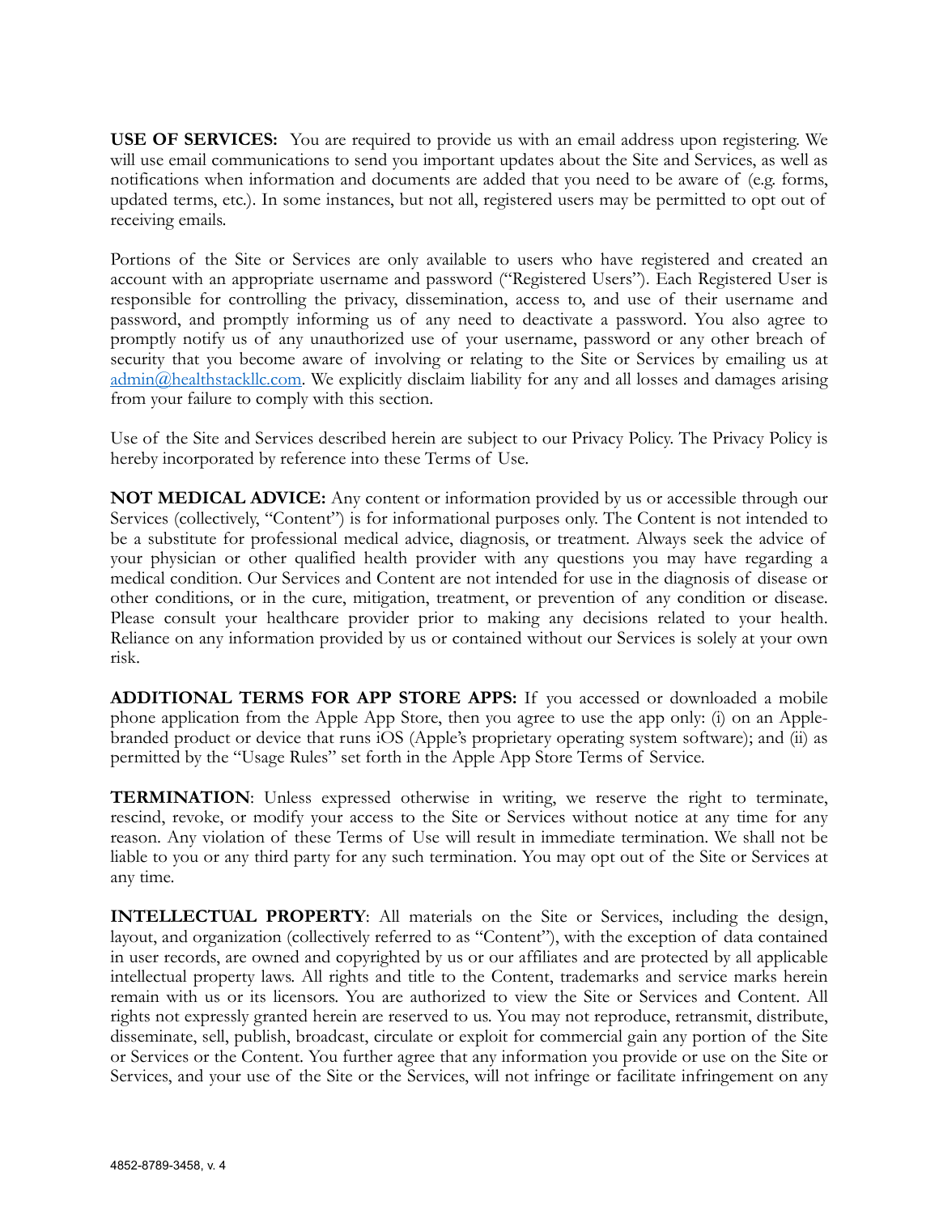**USE OF SERVICES:** You are required to provide us with an email address upon registering. We will use email communications to send you important updates about the Site and Services, as well as notifications when information and documents are added that you need to be aware of (e.g. forms, updated terms, etc.). In some instances, but not all, registered users may be permitted to opt out of receiving emails.

Portions of the Site or Services are only available to users who have registered and created an account with an appropriate username and password ("Registered Users"). Each Registered User is responsible for controlling the privacy, dissemination, access to, and use of their username and password, and promptly informing us of any need to deactivate a password. You also agree to promptly notify us of any unauthorized use of your username, password or any other breach of security that you become aware of involving or relating to the Site or Services by emailing us at admin@healthstackllc.com. We explicitly disclaim liability for any and all losses and damages arising from your failure to comply with this section.

Use of the Site and Services described herein are subject to our Privacy Policy. The Privacy Policy is hereby incorporated by reference into these Terms of Use.

**NOT MEDICAL ADVICE:** Any content or information provided by us or accessible through our Services (collectively, "Content") is for informational purposes only. The Content is not intended to be a substitute for professional medical advice, diagnosis, or treatment. Always seek the advice of your physician or other qualified health provider with any questions you may have regarding a medical condition. Our Services and Content are not intended for use in the diagnosis of disease or other conditions, or in the cure, mitigation, treatment, or prevention of any condition or disease. Please consult your healthcare provider prior to making any decisions related to your health. Reliance on any information provided by us or contained without our Services is solely at your own risk.

**ADDITIONAL TERMS FOR APP STORE APPS:** If you accessed or downloaded a mobile phone application from the Apple App Store, then you agree to use the app only: (i) on an Apple-branded product or device that runs iOS (Apple's proprietary operating system software); and (ii) as permitted by the "Usage Rules" set forth in the Apple App Store Terms of Service.

**TERMINATION**: Unless expressed otherwise in writing, we reserve the right to terminate, rescind, revoke, or modify your access to the Site or Services without notice at any time for any reason. Any violation of these Terms of Use will result in immediate termination. We shall not be liable to you or any third party for any such termination. You may opt out of the Site or Services at any time.

**INTELLECTUAL PROPERTY**: All materials on the Site or Services, including the design, layout, and organization (collectively referred to as "Content"), with the exception of data contained in user records, are owned and copyrighted by us or our affiliates and are protected by all applicable intellectual property laws. All rights and title to the Content, trademarks and service marks herein remain with us or its licensors. You are authorized to view the Site or Services and Content. All rights not expressly granted herein are reserved to us. You may not reproduce, retransmit, distribute, disseminate, sell, publish, broadcast, circulate or exploit for commercial gain any portion of the Site or Services or the Content. You further agree that any information you provide or use on the Site or Services, and your use of the Site or the Services, will not infringe or facilitate infringement on any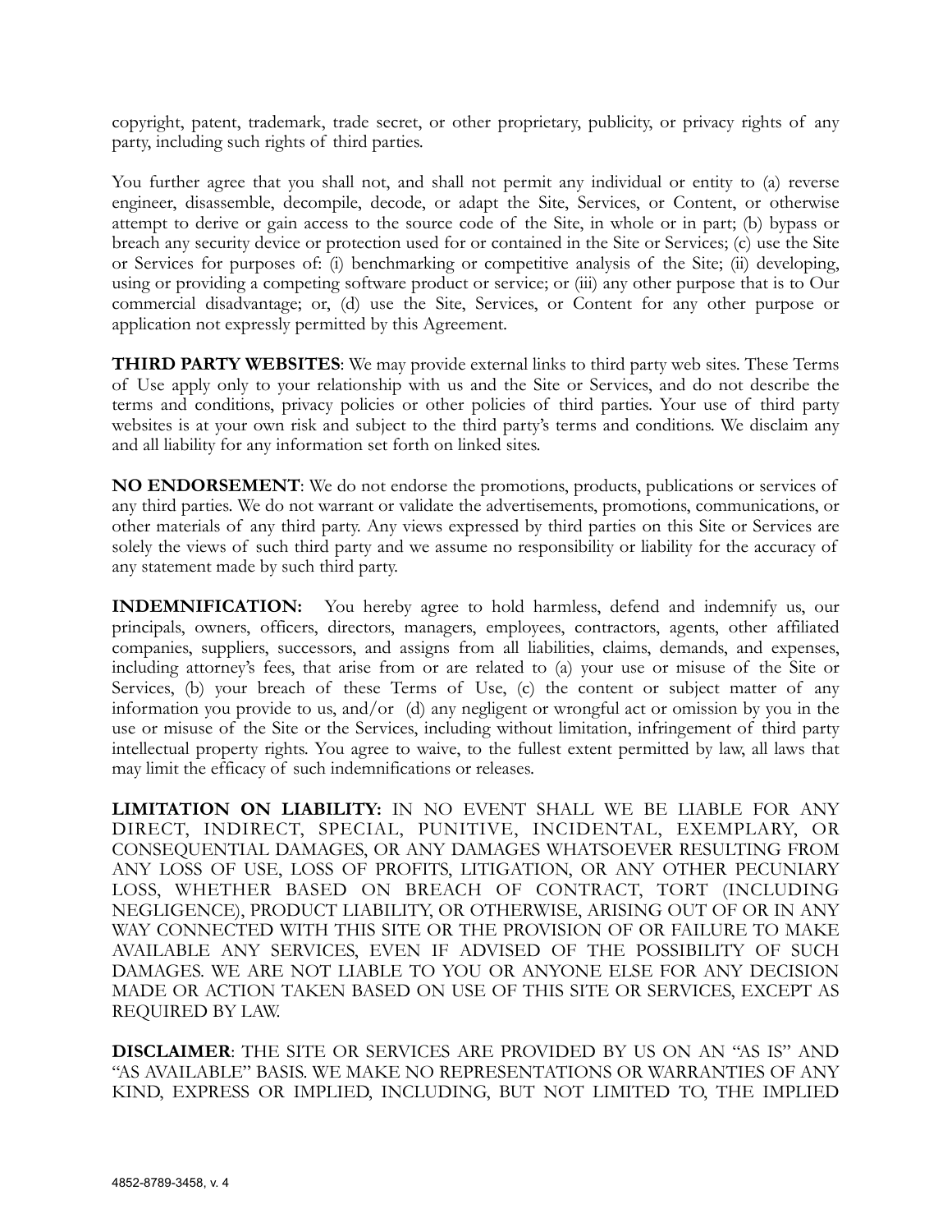copyright, patent, trademark, trade secret, or other proprietary, publicity, or privacy rights of any party, including such rights of third parties.

You further agree that you shall not, and shall not permit any individual or entity to (a) reverse engineer, disassemble, decompile, decode, or adapt the Site, Services, or Content, or otherwise attempt to derive or gain access to the source code of the Site, in whole or in part; (b) bypass or breach any security device or protection used for or contained in the Site or Services; (c) use the Site or Services for purposes of: (i) benchmarking or competitive analysis of the Site; (ii) developing, using or providing a competing software product or service; or (iii) any other purpose that is to Our commercial disadvantage; or, (d) use the Site, Services, or Content for any other purpose or application not expressly permitted by this Agreement.

**THIRD PARTY WEBSITES**: We may provide external links to third party web sites. These Terms of Use apply only to your relationship with us and the Site or Services, and do not describe the terms and conditions, privacy policies or other policies of third parties. Your use of third party websites is at your own risk and subject to the third party's terms and conditions. We disclaim any and all liability for any information set forth on linked sites.

**NO ENDORSEMENT**: We do not endorse the promotions, products, publications or services of any third parties. We do not warrant or validate the advertisements, promotions, communications, or other materials of any third party. Any views expressed by third parties on this Site or Services are solely the views of such third party and we assume no responsibility or liability for the accuracy of any statement made by such third party.

**INDEMNIFICATION:** You hereby agree to hold harmless, defend and indemnify us, our principals, owners, officers, directors, managers, employees, contractors, agents, other affiliated companies, suppliers, successors, and assigns from all liabilities, claims, demands, and expenses, including attorney's fees, that arise from or are related to (a) your use or misuse of the Site or Services, (b) your breach of these Terms of Use, (c) the content or subject matter of any information you provide to us, and/or (d) any negligent or wrongful act or omission by you in the use or misuse of the Site or the Services, including without limitation, infringement of third party intellectual property rights. You agree to waive, to the fullest extent permitted by law, all laws that may limit the efficacy of such indemnifications or releases.

**LIMITATION ON LIABILITY:** IN NO EVENT SHALL WE BE LIABLE FOR ANY DIRECT, INDIRECT, SPECIAL, PUNITIVE, INCIDENTAL, EXEMPLARY, OR CONSEQUENTIAL DAMAGES, OR ANY DAMAGES WHATSOEVER RESULTING FROM ANY LOSS OF USE, LOSS OF PROFITS, LITIGATION, OR ANY OTHER PECUNIARY LOSS, WHETHER BASED ON BREACH OF CONTRACT, TORT (INCLUDING NEGLIGENCE), PRODUCT LIABILITY, OR OTHERWISE, ARISING OUT OF OR IN ANY WAY CONNECTED WITH THIS SITE OR THE PROVISION OF OR FAILURE TO MAKE AVAILABLE ANY SERVICES, EVEN IF ADVISED OF THE POSSIBILITY OF SUCH DAMAGES. WE ARE NOT LIABLE TO YOU OR ANYONE ELSE FOR ANY DECISION MADE OR ACTION TAKEN BASED ON USE OF THIS SITE OR SERVICES, EXCEPT AS REQUIRED BY LAW.

**DISCLAIMER**: THE SITE OR SERVICES ARE PROVIDED BY US ON AN "AS IS" AND "AS AVAILABLE" BASIS. WE MAKE NO REPRESENTATIONS OR WARRANTIES OF ANY KIND, EXPRESS OR IMPLIED, INCLUDING, BUT NOT LIMITED TO, THE IMPLIED

4852-8789-3458, v. 4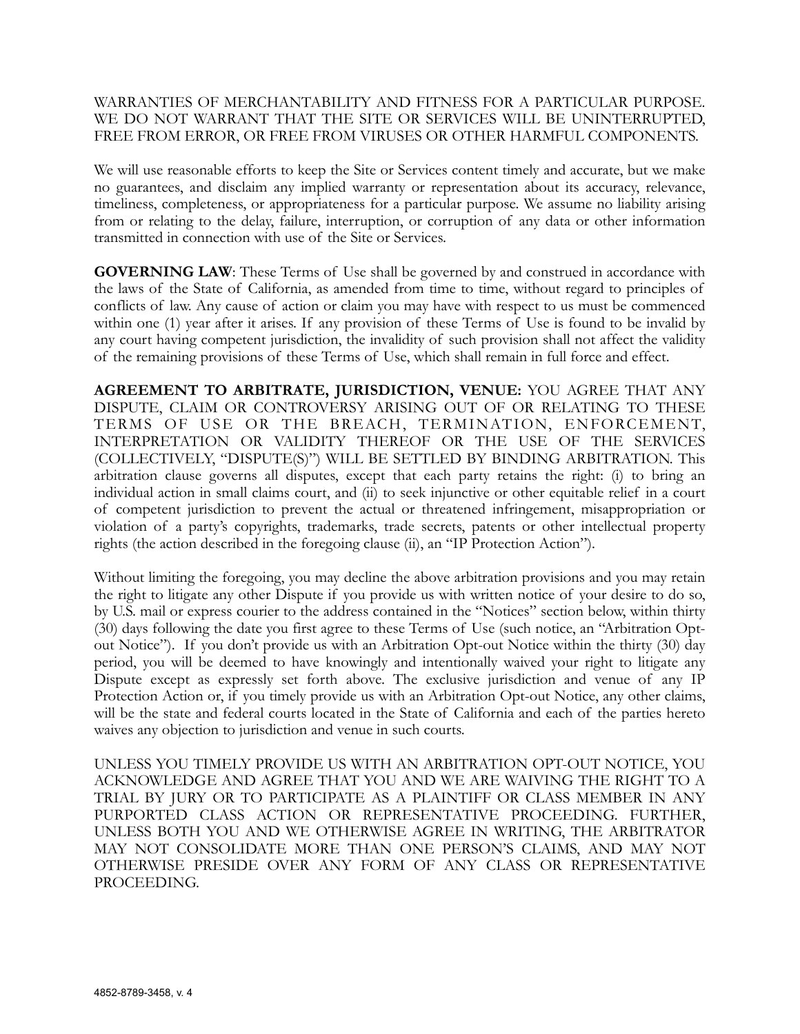WARRANTIES OF MERCHANTABILITY AND FITNESS FOR A PARTICULAR PURPOSE. WE DO NOT WARRANT THAT THE SITE OR SERVICES WILL BE UNINTERRUPTED, FREE FROM ERROR, OR FREE FROM VIRUSES OR OTHER HARMFUL COMPONENTS.

We will use reasonable efforts to keep the Site or Services content timely and accurate, but we make no guarantees, and disclaim any implied warranty or representation about its accuracy, relevance, timeliness, completeness, or appropriateness for a particular purpose. We assume no liability arising from or relating to the delay, failure, interruption, or corruption of any data or other information transmitted in connection with use of the Site or Services.

**GOVERNING LAW**: These Terms of Use shall be governed by and construed in accordance with the laws of the State of California, as amended from time to time, without regard to principles of conflicts of law. Any cause of action or claim you may have with respect to us must be commenced within one (1) year after it arises. If any provision of these Terms of Use is found to be invalid by any court having competent jurisdiction, the invalidity of such provision shall not affect the validity of the remaining provisions of these Terms of Use, which shall remain in full force and effect.

**AGREEMENT TO ARBITRATE, JURISDICTION, VENUE:** YOU AGREE THAT ANY DISPUTE, CLAIM OR CONTROVERSY ARISING OUT OF OR RELATING TO THESE TERMS OF USE OR THE BREACH, TERMINATION, ENFORCEMENT, INTERPRETATION OR VALIDITY THEREOF OR THE USE OF THE SERVICES (COLLECTIVELY, "DISPUTE(S)") WILL BE SETTLED BY BINDING ARBITRATION. This arbitration clause governs all disputes, except that each party retains the right: (i) to bring an individual action in small claims court, and (ii) to seek injunctive or other equitable relief in a court of competent jurisdiction to prevent the actual or threatened infringement, misappropriation or violation of a party's copyrights, trademarks, trade secrets, patents or other intellectual property rights (the action described in the foregoing clause (ii), an "IP Protection Action").

Without limiting the foregoing, you may decline the above arbitration provisions and you may retain the right to litigate any other Dispute if you provide us with written notice of your desire to do so, by U.S. mail or express courier to the address contained in the "Notices" section below, within thirty (30) days following the date you first agree to these Terms of Use (such notice, an "Arbitration Opt-out Notice"). If you don't provide us with an Arbitration Opt-out Notice within the thirty (30) day period, you will be deemed to have knowingly and intentionally waived your right to litigate any Dispute except as expressly set forth above. The exclusive jurisdiction and venue of any IP Protection Action or, if you timely provide us with an Arbitration Opt-out Notice, any other claims, will be the state and federal courts located in the State of California and each of the parties hereto waives any objection to jurisdiction and venue in such courts.

UNLESS YOU TIMELY PROVIDE US WITH AN ARBITRATION OPT-OUT NOTICE, YOU ACKNOWLEDGE AND AGREE THAT YOU AND WE ARE WAIVING THE RIGHT TO A TRIAL BY JURY OR TO PARTICIPATE AS A PLAINTIFF OR CLASS MEMBER IN ANY PURPORTED CLASS ACTION OR REPRESENTATIVE PROCEEDING. FURTHER, UNLESS BOTH YOU AND WE OTHERWISE AGREE IN WRITING, THE ARBITRATOR MAY NOT CONSOLIDATE MORE THAN ONE PERSON'S CLAIMS, AND MAY NOT OTHERWISE PRESIDE OVER ANY FORM OF ANY CLASS OR REPRESENTATIVE PROCEEDING.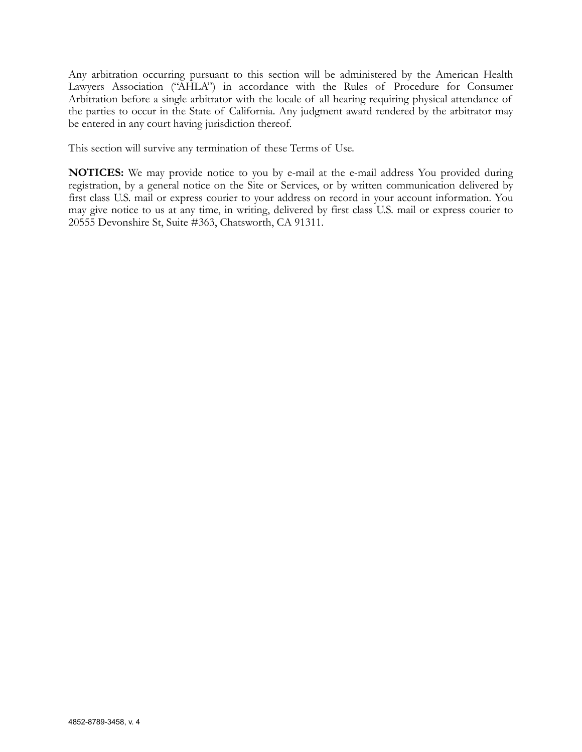Any arbitration occurring pursuant to this section will be administered by the American Health Lawyers Association ("AHLA") in accordance with the Rules of Procedure for Consumer Arbitration before a single arbitrator with the locale of all hearing requiring physical attendance of the parties to occur in the State of California. Any judgment award rendered by the arbitrator may be entered in any court having jurisdiction thereof.

This section will survive any termination of these Terms of Use.

**NOTICES:** We may provide notice to you by e-mail at the e-mail address You provided during registration, by a general notice on the Site or Services, or by written communication delivered by first class U.S. mail or express courier to your address on record in your account information. You may give notice to us at any time, in writing, delivered by first class U.S. mail or express courier to 20555 Devonshire St, Suite #363, Chatsworth, CA 91311.

4852-8789-3458, v. 4